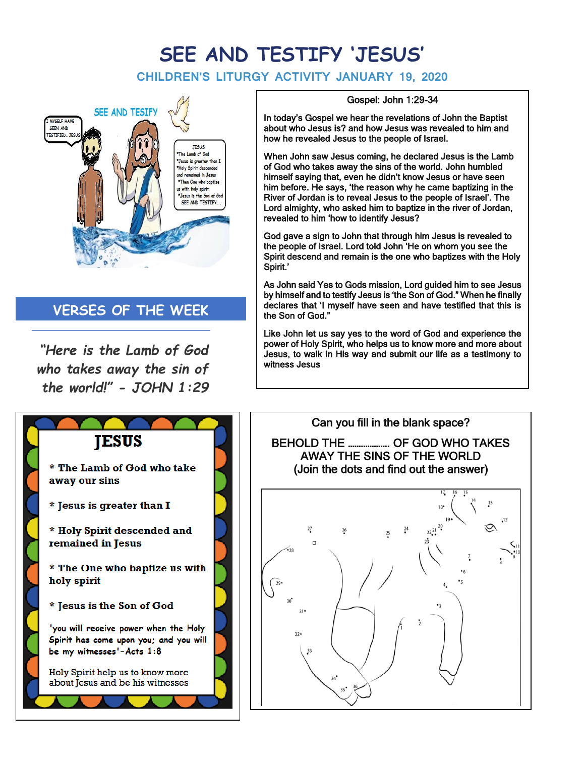# SEE AND TESTIFY 'JESUS'

## CHILDREN'S LITURGY ACTIVITY JANUARY 19, 2020

## VERSES OF THE WEEK

*"Here is the Lamb of God who takes away the sin of the world!" - JOHN 1:29*

### Gospel: John 1:29-34

In today's Gospel we hear the revelations of John the Baptist about who Jesus is? and how Jesus was revealed to him and how he revealed Jesus to the people of Israel.

When John saw Jesus coming, he declared Jesus is the Lamb of God who takes away the sins of the world. John humbled himself saying that, even he didn't know Jesus or have seen him before. He says, 'the reason why he came baptizing in the River of Jordan is to reveal Jesus to the people of Israel'. The Lord almighty, who asked him to baptize in the river of Jordan, revealed to him 'how to identify Jesus?

God gave a sign to John that through him Jesus is revealed to the people of Israel. Lord told John 'He on whom you see the Spirit descend and remain is the one who baptizes with the Holy Spirit.'

As John said Yes to Gods mission, Lord guided him to see Jesus by himself and to testify Jesus is 'the Son of God." When he finally declares that 'I myself have seen and have testified that this is the Son of God."

Like John let us say yes to the word of God and experience the power of Holy Spirit, who helps us to know more and more about Jesus, to walk in His way and submit our life as a testimony to witness Jesus

## JESUS

* The Lamb of God who take away our sins
* Jesus is greater than I
* Holy Spirit descended and remained in Jesus
* The One who baptize us with holy spirit
* Jesus is the Son of God

'you will receive power when the Holy Spirit has come upon you; and you will be my witnesses'-Acts 1:8

Holy Spirit help us to know more about Jesus and be his witnesses

### Can you fill in the blank space?

BEHOLD THE .................. OF GOD WHO TAKES AWAY THE SINS OF THE WORLD
(Join the dots and find out the answer)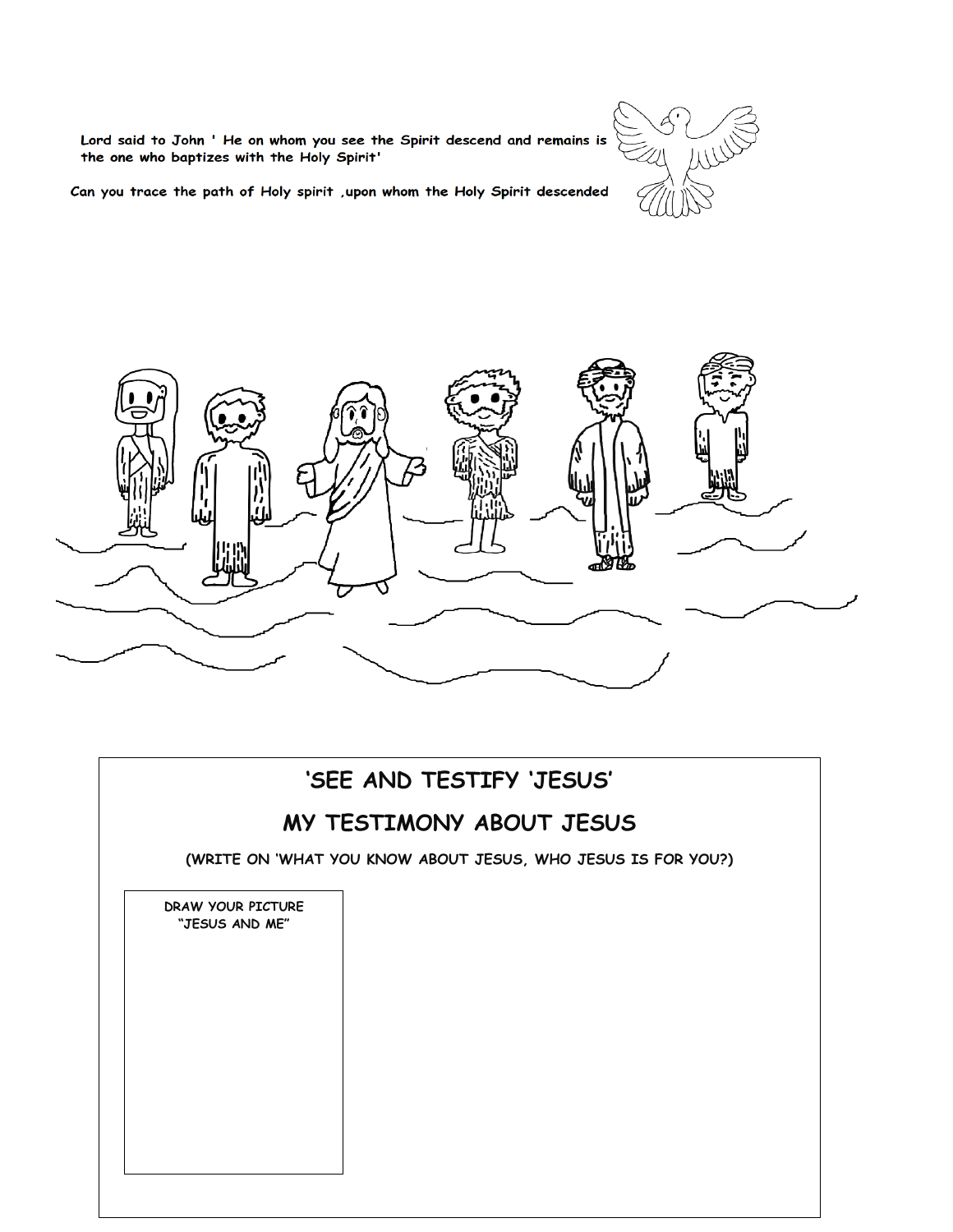Lord said to John ' He on whom you see the Spirit descend and remains is the one who baptizes with the Holy Spirit'

Can you trace the path of Holy spirit ,upon whom the Holy Spirit descended

## 'SEE AND TESTIFY 'JESUS'

## MY TESTIMONY ABOUT JESUS

(WRITE ON 'WHAT YOU KNOW ABOUT JESUS, WHO JESUS IS FOR YOU?)

DRAW YOUR PICTURE
"JESUS AND ME"